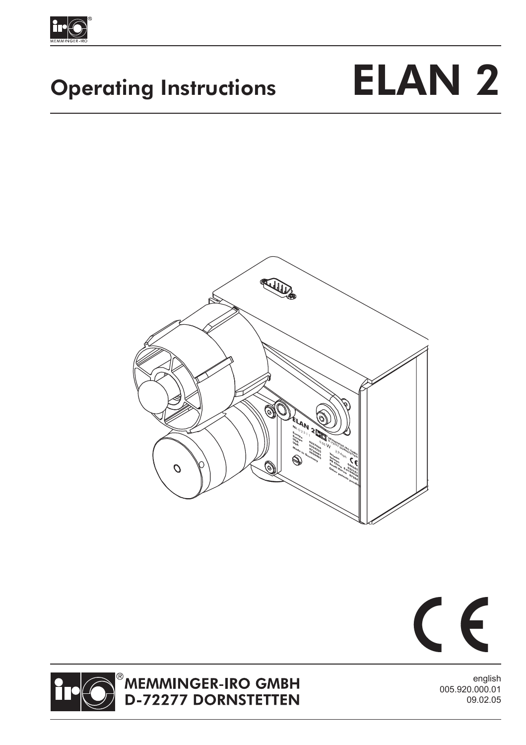# Operating Instructions

# ELAN 2

MEMMINGER-IRO GMBH
D-72277 DORNSTETTEN

english
005.920.000.01
09.02.05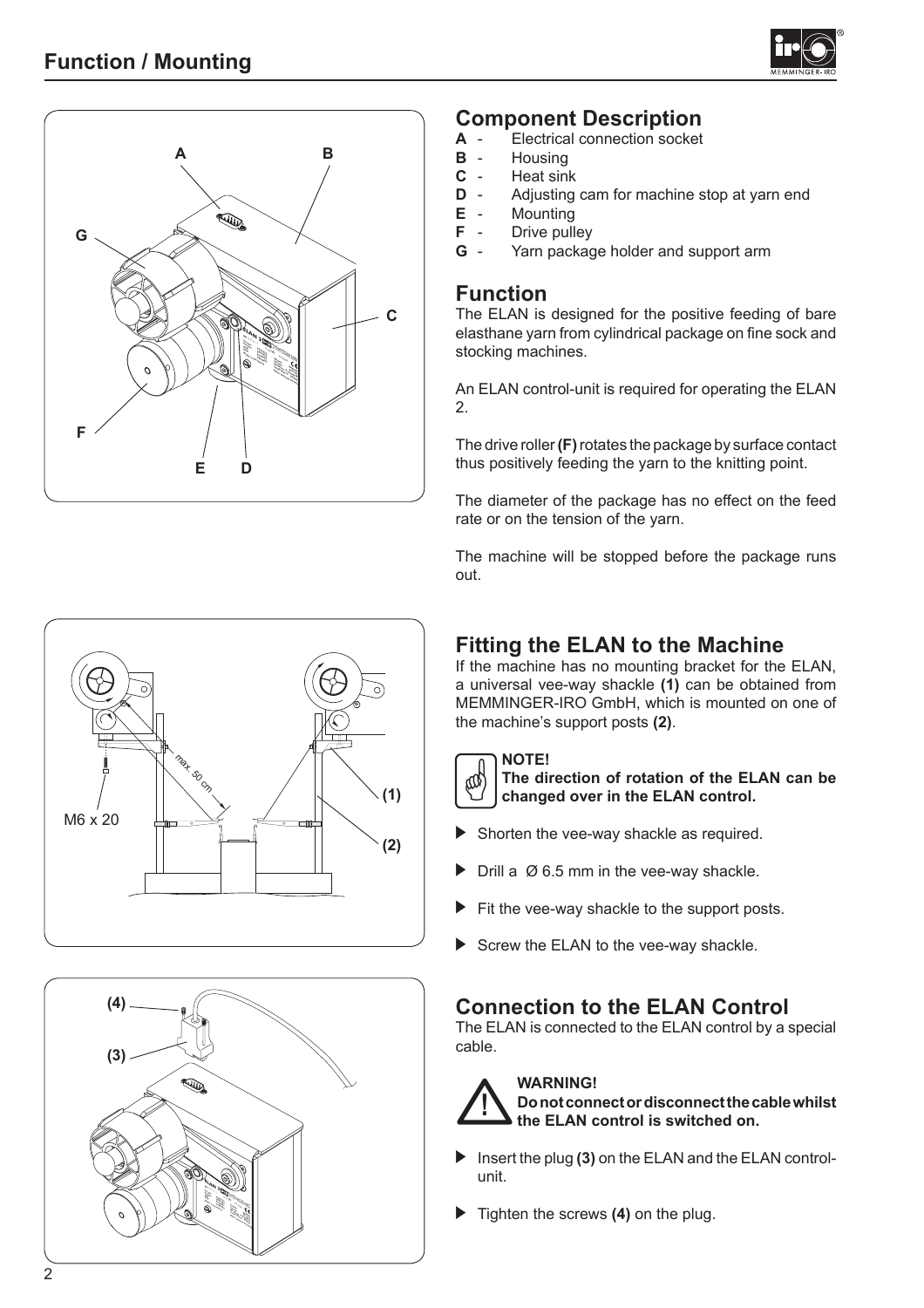# Function / Mounting

## Component Description

**A** - Electrical connection socket
**B** - Housing
**C** - Heat sink
**D** - Adjusting cam for machine stop at yarn end
**E** - Mounting
**F** - Drive pulley
**G** - Yarn package holder and support arm

## Function

The ELAN is designed for the positive feeding of bare elasthane yarn from cylindrical package on fine sock and stocking machines.

An ELAN control-unit is required for operating the ELAN 2.

The drive roller **(F)** rotates the package by surface contact thus positively feeding the yarn to the knitting point.

The diameter of the package has no effect on the feed rate or on the tension of the yarn.

The machine will be stopped before the package runs out.

## Fitting the ELAN to the Machine

If the machine has no mounting bracket for the ELAN, a universal vee-way shackle **(1)** can be obtained from MEMMINGER-IRO GmbH, which is mounted on one of the machine's support posts **(2)**.

**NOTE!**
**The direction of rotation of the ELAN can be changed over in the ELAN control.**

- Shorten the vee-way shackle as required.
- Drill a Ø 6.5 mm in the vee-way shackle.
- Fit the vee-way shackle to the support posts.
- Screw the ELAN to the vee-way shackle.

## Connection to the ELAN Control

The ELAN is connected to the ELAN control by a special cable.

**WARNING!**
**Do not connect or disconnect the cable whilst the ELAN control is switched on.**

- Insert the plug **(3)** on the ELAN and the ELAN control-unit.
- Tighten the screws **(4)** on the plug.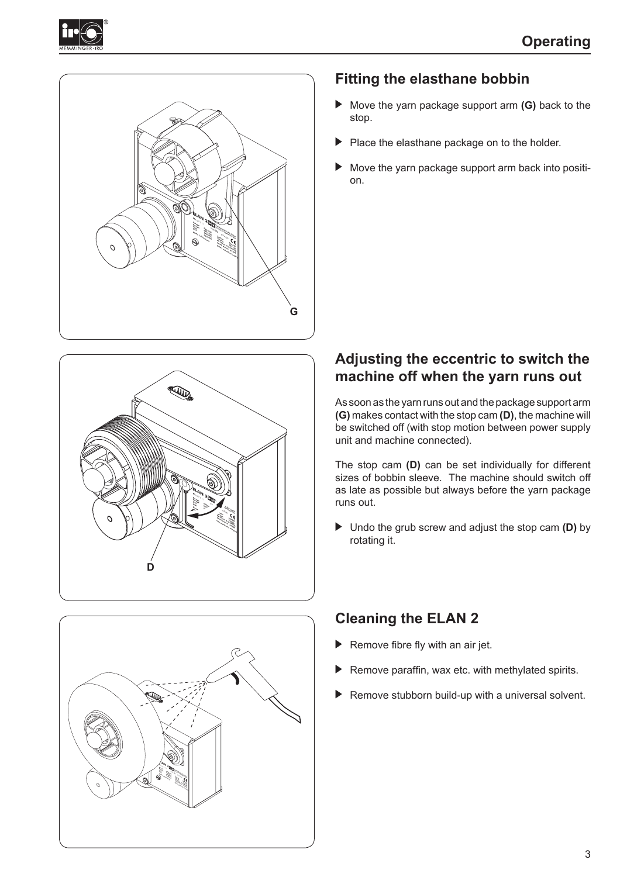## Fitting the elasthane bobbin

- Move the yarn package support arm **(G)** back to the stop.
- Place the elasthane package on to the holder.
- Move the yarn package support arm back into position.

## Adjusting the eccentric to switch the machine off when the yarn runs out

As soon as the yarn runs out and the package support arm **(G)** makes contact with the stop cam **(D)**, the machine will be switched off (with stop motion between power supply unit and machine connected).

The stop cam **(D)** can be set individually for different sizes of bobbin sleeve. The machine should switch off as late as possible but always before the yarn package runs out.

- Undo the grub screw and adjust the stop cam **(D)** by rotating it.

## Cleaning the ELAN 2

- Remove fibre fly with an air jet.
- Remove paraffin, wax etc. with methylated spirits.
- Remove stubborn build-up with a universal solvent.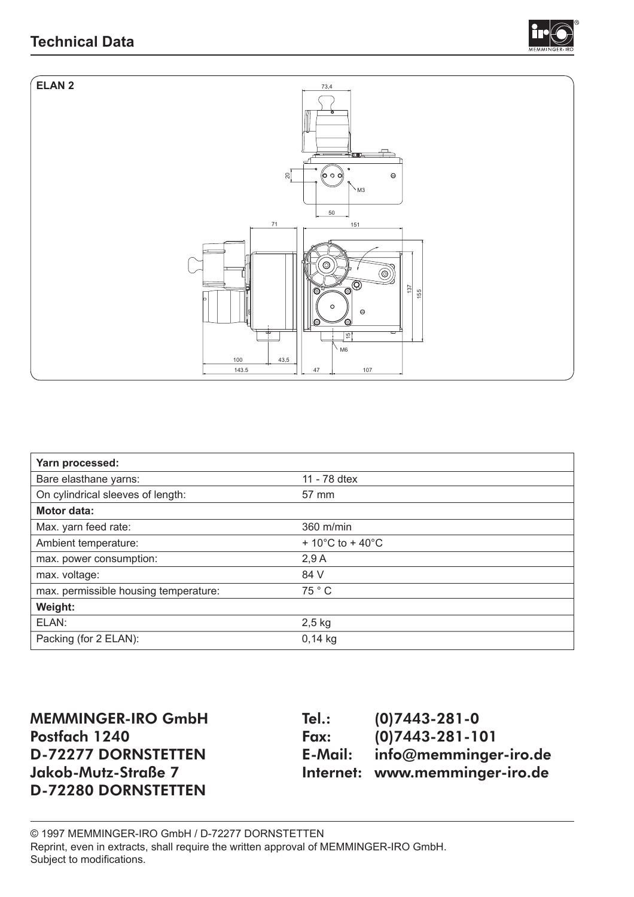## Technical Data

**ELAN 2**

73,4

20

M3

50

71

151

137

155

15

M6

100

43,5

143.5

47

107

| | |
|---|---|
| **Yarn processed:** | |
| Bare elasthane yarns: | 11 - 78 dtex |
| On cylindrical sleeves of length: | 57 mm |
| **Motor data:** | |
| Max. yarn feed rate: | 360 m/min |
| Ambient temperature: | + 10°C to + 40°C |
| max. power consumption: | 2,9 A |
| max. voltage: | 84 V |
| max. permissible housing temperature: | 75 ° C |
| **Weight:** | |
| ELAN: | 2,5 kg |
| Packing (for 2 ELAN): | 0,14 kg |

**MEMMINGER-IRO GmbH**
**Postfach 1240**
**D-72277 DORNSTETTEN**
**Jakob-Mutz-Straße 7**
**D-72280 DORNSTETTEN**

**Tel.: (0)7443-281-0**
**Fax: (0)7443-281-101**
**E-Mail: info@memminger-iro.de**
**Internet: www.memminger-iro.de**

© 1997 MEMMINGER-IRO GmbH / D-72277 DORNSTETTEN
Reprint, even in extracts, shall require the written approval of MEMMINGER-IRO GmbH.
Subject to modifications.